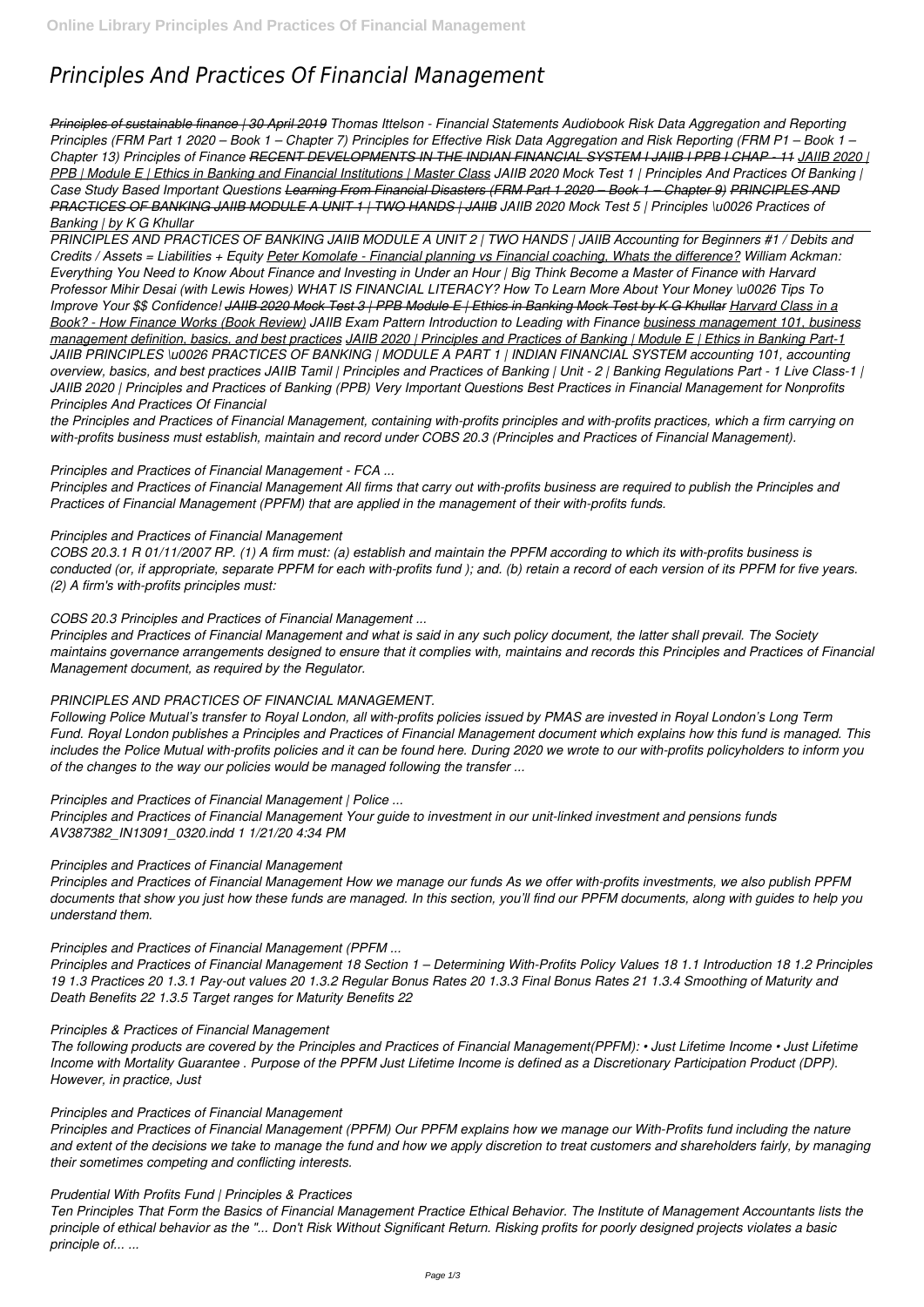# *Principles And Practices Of Financial Management*

*Principles of sustainable finance | 30 April 2019 Thomas Ittelson - Financial Statements Audiobook Risk Data Aggregation and Reporting Principles (FRM Part 1 2020 – Book 1 – Chapter 7) Principles for Effective Risk Data Aggregation and Risk Reporting (FRM P1 – Book 1 – Chapter 13) Principles of Finance RECENT DEVELOPMENTS IN THE INDIAN FINANCIAL SYSTEM I JAIIB I PPB I CHAP - 11 JAIIB 2020 | PPB | Module E | Ethics in Banking and Financial Institutions | Master Class JAIIB 2020 Mock Test 1 | Principles And Practices Of Banking | Case Study Based Important Questions Learning From Financial Disasters (FRM Part 1 2020 – Book 1 – Chapter 9) PRINCIPLES AND PRACTICES OF BANKING JAIIB MODULE A UNIT 1 | TWO HANDS | JAIIB JAIIB 2020 Mock Test 5 | Principles \u0026 Practices of Banking | by K G Khullar*

*PRINCIPLES AND PRACTICES OF BANKING JAIIB MODULE A UNIT 2 | TWO HANDS | JAIIB Accounting for Beginners #1 / Debits and Credits / Assets = Liabilities + Equity Peter Komolafe - Financial planning vs Financial coaching. Whats the difference? William Ackman: Everything You Need to Know About Finance and Investing in Under an Hour | Big Think Become a Master of Finance with Harvard Professor Mihir Desai (with Lewis Howes) WHAT IS FINANCIAL LITERACY? How To Learn More About Your Money \u0026 Tips To Improve Your $$ Confidence! JAIIB 2020 Mock Test 3 | PPB Module E | Ethics in Banking Mock Test by K G Khullar Harvard Class in a Book? - How Finance Works (Book Review) JAIIB Exam Pattern Introduction to Leading with Finance business management 101, business management definition, basics, and best practices JAIIB 2020 | Principles and Practices of Banking | Module E | Ethics in Banking Part-1 JAIIB PRINCIPLES \u0026 PRACTICES OF BANKING | MODULE A PART 1 | INDIAN FINANCIAL SYSTEM accounting 101, accounting overview, basics, and best practices JAIIB Tamil | Principles and Practices of Banking | Unit - 2 | Banking Regulations Part - 1 Live Class-1 | JAIIB 2020 | Principles and Practices of Banking (PPB) Very Important Questions Best Practices in Financial Management for Nonprofits Principles And Practices Of Financial*

*the Principles and Practices of Financial Management, containing with-profits principles and with-profits practices, which a firm carrying on with-profits business must establish, maintain and record under COBS 20.3 (Principles and Practices of Financial Management).*

*Principles and Practices of Financial Management - FCA ...*

*Principles and Practices of Financial Management All firms that carry out with-profits business are required to publish the Principles and Practices of Financial Management (PPFM) that are applied in the management of their with-profits funds.*

*Principles and Practices of Financial Management*

*COBS 20.3.1 R 01/11/2007 RP. (1) A firm must: (a) establish and maintain the PPFM according to which its with-profits business is conducted (or, if appropriate, separate PPFM for each with-profits fund ); and. (b) retain a record of each version of its PPFM for five years. (2) A firm's with-profits principles must:*

*COBS 20.3 Principles and Practices of Financial Management ...*

*Principles and Practices of Financial Management and what is said in any such policy document, the latter shall prevail. The Society maintains governance arrangements designed to ensure that it complies with, maintains and records this Principles and Practices of Financial Management document, as required by the Regulator.*

*PRINCIPLES AND PRACTICES OF FINANCIAL MANAGEMENT.*

*Following Police Mutual's transfer to Royal London, all with-profits policies issued by PMAS are invested in Royal London's Long Term Fund. Royal London publishes a Principles and Practices of Financial Management document which explains how this fund is managed. This includes the Police Mutual with-profits policies and it can be found here. During 2020 we wrote to our with-profits policyholders to inform you of the changes to the way our policies would be managed following the transfer ...*

*Principles and Practices of Financial Management | Police ...*

*Principles and Practices of Financial Management Your guide to investment in our unit-linked investment and pensions funds AV387382_IN13091_0320.indd 1 1/21/20 4:34 PM*

*Principles and Practices of Financial Management*

*Principles and Practices of Financial Management How we manage our funds As we offer with-profits investments, we also publish PPFM documents that show you just how these funds are managed. In this section, you'll find our PPFM documents, along with guides to help you understand them.*

*Principles and Practices of Financial Management (PPFM ...*

*Principles and Practices of Financial Management 18 Section 1 – Determining With-Profits Policy Values 18 1.1 Introduction 18 1.2 Principles 19 1.3 Practices 20 1.3.1 Pay-out values 20 1.3.2 Regular Bonus Rates 20 1.3.3 Final Bonus Rates 21 1.3.4 Smoothing of Maturity and Death Benefits 22 1.3.5 Target ranges for Maturity Benefits 22*

*Principles & Practices of Financial Management*

*The following products are covered by the Principles and Practices of Financial Management(PPFM): • Just Lifetime Income • Just Lifetime Income with Mortality Guarantee . Purpose of the PPFM Just Lifetime Income is defined as a Discretionary Participation Product (DPP). However, in practice, Just*

*Principles and Practices of Financial Management*

*Principles and Practices of Financial Management (PPFM) Our PPFM explains how we manage our With-Profits fund including the nature and extent of the decisions we take to manage the fund and how we apply discretion to treat customers and shareholders fairly, by managing their sometimes competing and conflicting interests.*

*Prudential With Profits Fund | Principles & Practices*

*Ten Principles That Form the Basics of Financial Management Practice Ethical Behavior. The Institute of Management Accountants lists the principle of ethical behavior as the "... Don't Risk Without Significant Return. Risking profits for poorly designed projects violates a basic principle of... ...*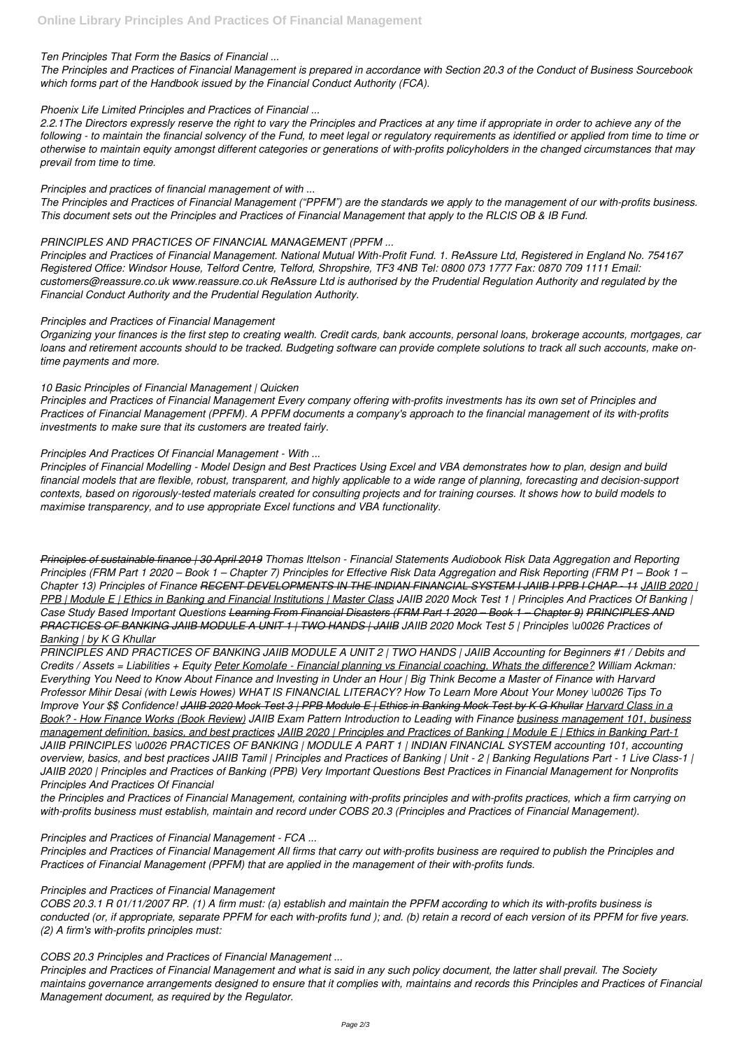*Ten Principles That Form the Basics of Financial ...*

*The Principles and Practices of Financial Management is prepared in accordance with Section 20.3 of the Conduct of Business Sourcebook which forms part of the Handbook issued by the Financial Conduct Authority (FCA).*

*Phoenix Life Limited Principles and Practices of Financial ...*

*2.2.1The Directors expressly reserve the right to vary the Principles and Practices at any time if appropriate in order to achieve any of the following - to maintain the financial solvency of the Fund, to meet legal or regulatory requirements as identified or applied from time to time or otherwise to maintain equity amongst different categories or generations of with-profits policyholders in the changed circumstances that may prevail from time to time.*

*Principles and practices of financial management of with ...*

*The Principles and Practices of Financial Management ("PPFM") are the standards we apply to the management of our with-profits business. This document sets out the Principles and Practices of Financial Management that apply to the RLCIS OB & IB Fund.*

*PRINCIPLES AND PRACTICES OF FINANCIAL MANAGEMENT (PPFM ...*

*Principles and Practices of Financial Management. National Mutual With-Profit Fund. 1. ReAssure Ltd, Registered in England No. 754167 Registered Office: Windsor House, Telford Centre, Telford, Shropshire, TF3 4NB Tel: 0800 073 1777 Fax: 0870 709 1111 Email: customers@reassure.co.uk www.reassure.co.uk ReAssure Ltd is authorised by the Prudential Regulation Authority and regulated by the Financial Conduct Authority and the Prudential Regulation Authority.*

*Principles and Practices of Financial Management*

*Organizing your finances is the first step to creating wealth. Credit cards, bank accounts, personal loans, brokerage accounts, mortgages, car loans and retirement accounts should to be tracked. Budgeting software can provide complete solutions to track all such accounts, make on-time payments and more.*

*10 Basic Principles of Financial Management | Quicken*

*Principles and Practices of Financial Management Every company offering with-profits investments has its own set of Principles and Practices of Financial Management (PPFM). A PPFM documents a company's approach to the financial management of its with-profits investments to make sure that its customers are treated fairly.*

*Principles And Practices Of Financial Management - With ...*

*Principles of Financial Modelling - Model Design and Best Practices Using Excel and VBA demonstrates how to plan, design and build financial models that are flexible, robust, transparent, and highly applicable to a wide range of planning, forecasting and decision-support contexts, based on rigorously-tested materials created for consulting projects and for training courses. It shows how to build models to maximise transparency, and to use appropriate Excel functions and VBA functionality.*

*Principles of sustainable finance | 30 April 2019 Thomas Ittelson - Financial Statements Audiobook Risk Data Aggregation and Reporting Principles (FRM Part 1 2020 – Book 1 – Chapter 7) Principles for Effective Risk Data Aggregation and Risk Reporting (FRM P1 – Book 1 – Chapter 13) Principles of Finance RECENT DEVELOPMENTS IN THE INDIAN FINANCIAL SYSTEM I JAIIB I PPB I CHAP - 11 JAIIB 2020 | PPB | Module E | Ethics in Banking and Financial Institutions | Master Class JAIIB 2020 Mock Test 1 | Principles And Practices Of Banking | Case Study Based Important Questions Learning From Financial Disasters (FRM Part 1 2020 – Book 1 – Chapter 9) PRINCIPLES AND PRACTICES OF BANKING JAIIB MODULE A UNIT 1 | TWO HANDS | JAIIB JAIIB 2020 Mock Test 5 | Principles \u0026 Practices of Banking | by K G Khullar*

*PRINCIPLES AND PRACTICES OF BANKING JAIIB MODULE A UNIT 2 | TWO HANDS | JAIIB Accounting for Beginners #1 / Debits and Credits / Assets = Liabilities + Equity Peter Komolafe - Financial planning vs Financial coaching, Whats the difference? William Ackman: Everything You Need to Know About Finance and Investing in Under an Hour | Big Think Become a Master of Finance with Harvard Professor Mihir Desai (with Lewis Howes) WHAT IS FINANCIAL LITERACY? How To Learn More About Your Money \u0026 Tips To Improve Your $$ Confidence! JAIIB 2020 Mock Test 3 | PPB Module E | Ethics in Banking Mock Test by K G Khullar Harvard Class in a Book? - How Finance Works (Book Review) JAIIB Exam Pattern Introduction to Leading with Finance business management 101, business management definition, basics, and best practices JAIIB 2020 | Principles and Practices of Banking | Module E | Ethics in Banking Part-1 JAIIB PRINCIPLES \u0026 PRACTICES OF BANKING | MODULE A PART 1 | INDIAN FINANCIAL SYSTEM accounting 101, accounting overview, basics, and best practices JAIIB Tamil | Principles and Practices of Banking | Unit - 2 | Banking Regulations Part - 1 Live Class-1 | JAIIB 2020 | Principles and Practices of Banking (PPB) Very Important Questions Best Practices in Financial Management for Nonprofits Principles And Practices Of Financial*

*the Principles and Practices of Financial Management, containing with-profits principles and with-profits practices, which a firm carrying on with-profits business must establish, maintain and record under COBS 20.3 (Principles and Practices of Financial Management).*

*Principles and Practices of Financial Management - FCA ...*

*Principles and Practices of Financial Management All firms that carry out with-profits business are required to publish the Principles and Practices of Financial Management (PPFM) that are applied in the management of their with-profits funds.*

*Principles and Practices of Financial Management*

*COBS 20.3.1 R 01/11/2007 RP. (1) A firm must: (a) establish and maintain the PPFM according to which its with-profits business is conducted (or, if appropriate, separate PPFM for each with-profits fund ); and. (b) retain a record of each version of its PPFM for five years. (2) A firm's with-profits principles must:*

*COBS 20.3 Principles and Practices of Financial Management ...*

*Principles and Practices of Financial Management and what is said in any such policy document, the latter shall prevail. The Society maintains governance arrangements designed to ensure that it complies with, maintains and records this Principles and Practices of Financial Management document, as required by the Regulator.*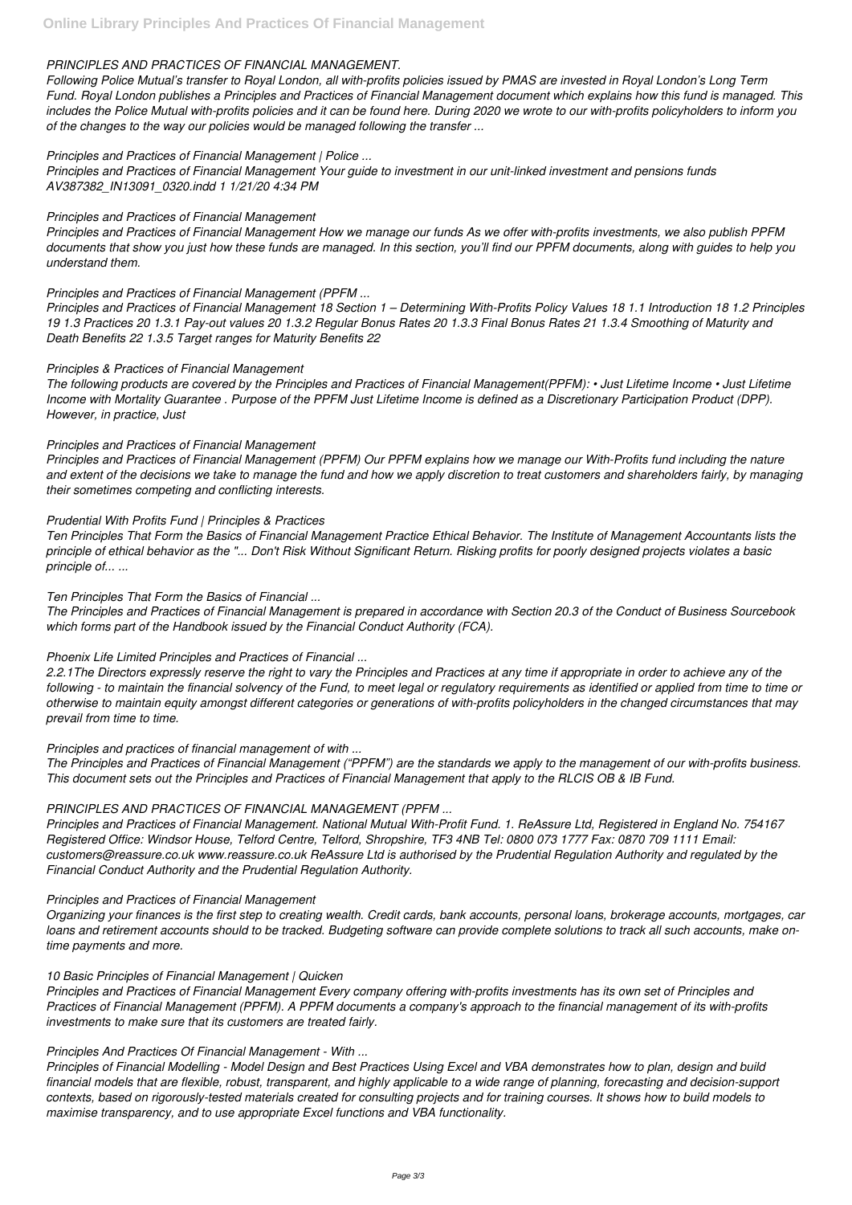*PRINCIPLES AND PRACTICES OF FINANCIAL MANAGEMENT.*

*Following Police Mutual's transfer to Royal London, all with-profits policies issued by PMAS are invested in Royal London's Long Term Fund. Royal London publishes a Principles and Practices of Financial Management document which explains how this fund is managed. This includes the Police Mutual with-profits policies and it can be found here. During 2020 we wrote to our with-profits policyholders to inform you of the changes to the way our policies would be managed following the transfer ...*

*Principles and Practices of Financial Management | Police ...*

*Principles and Practices of Financial Management Your guide to investment in our unit-linked investment and pensions funds AV387382_IN13091_0320.indd 1 1/21/20 4:34 PM*

*Principles and Practices of Financial Management*

*Principles and Practices of Financial Management How we manage our funds As we offer with-profits investments, we also publish PPFM documents that show you just how these funds are managed. In this section, you'll find our PPFM documents, along with guides to help you understand them.*

*Principles and Practices of Financial Management (PPFM ...*

*Principles and Practices of Financial Management 18 Section 1 – Determining With-Profits Policy Values 18 1.1 Introduction 18 1.2 Principles 19 1.3 Practices 20 1.3.1 Pay-out values 20 1.3.2 Regular Bonus Rates 20 1.3.3 Final Bonus Rates 21 1.3.4 Smoothing of Maturity and Death Benefits 22 1.3.5 Target ranges for Maturity Benefits 22*

*Principles & Practices of Financial Management*

*The following products are covered by the Principles and Practices of Financial Management(PPFM): • Just Lifetime Income • Just Lifetime Income with Mortality Guarantee . Purpose of the PPFM Just Lifetime Income is defined as a Discretionary Participation Product (DPP). However, in practice, Just*

*Principles and Practices of Financial Management*

*Principles and Practices of Financial Management (PPFM) Our PPFM explains how we manage our With-Profits fund including the nature and extent of the decisions we take to manage the fund and how we apply discretion to treat customers and shareholders fairly, by managing their sometimes competing and conflicting interests.*

*Prudential With Profits Fund | Principles & Practices*

*Ten Principles That Form the Basics of Financial Management Practice Ethical Behavior. The Institute of Management Accountants lists the principle of ethical behavior as the "... Don't Risk Without Significant Return. Risking profits for poorly designed projects violates a basic principle of... ...*

*Ten Principles That Form the Basics of Financial ...*

*The Principles and Practices of Financial Management is prepared in accordance with Section 20.3 of the Conduct of Business Sourcebook which forms part of the Handbook issued by the Financial Conduct Authority (FCA).*

*Phoenix Life Limited Principles and Practices of Financial ...*

*2.2.1The Directors expressly reserve the right to vary the Principles and Practices at any time if appropriate in order to achieve any of the following - to maintain the financial solvency of the Fund, to meet legal or regulatory requirements as identified or applied from time to time or otherwise to maintain equity amongst different categories or generations of with-profits policyholders in the changed circumstances that may prevail from time to time.*

*Principles and practices of financial management of with ...*

*The Principles and Practices of Financial Management ("PPFM") are the standards we apply to the management of our with-profits business. This document sets out the Principles and Practices of Financial Management that apply to the RLCIS OB & IB Fund.*

*PRINCIPLES AND PRACTICES OF FINANCIAL MANAGEMENT (PPFM ...*

*Principles and Practices of Financial Management. National Mutual With-Profit Fund. 1. ReAssure Ltd, Registered in England No. 754167 Registered Office: Windsor House, Telford Centre, Telford, Shropshire, TF3 4NB Tel: 0800 073 1777 Fax: 0870 709 1111 Email: customers@reassure.co.uk www.reassure.co.uk ReAssure Ltd is authorised by the Prudential Regulation Authority and regulated by the Financial Conduct Authority and the Prudential Regulation Authority.*

*Principles and Practices of Financial Management*

*Organizing your finances is the first step to creating wealth. Credit cards, bank accounts, personal loans, brokerage accounts, mortgages, car loans and retirement accounts should to be tracked. Budgeting software can provide complete solutions to track all such accounts, make on-time payments and more.*

*10 Basic Principles of Financial Management | Quicken*

*Principles and Practices of Financial Management Every company offering with-profits investments has its own set of Principles and Practices of Financial Management (PPFM). A PPFM documents a company's approach to the financial management of its with-profits investments to make sure that its customers are treated fairly.*

*Principles And Practices Of Financial Management - With ...*

*Principles of Financial Modelling - Model Design and Best Practices Using Excel and VBA demonstrates how to plan, design and build financial models that are flexible, robust, transparent, and highly applicable to a wide range of planning, forecasting and decision-support contexts, based on rigorously-tested materials created for consulting projects and for training courses. It shows how to build models to maximise transparency, and to use appropriate Excel functions and VBA functionality.*